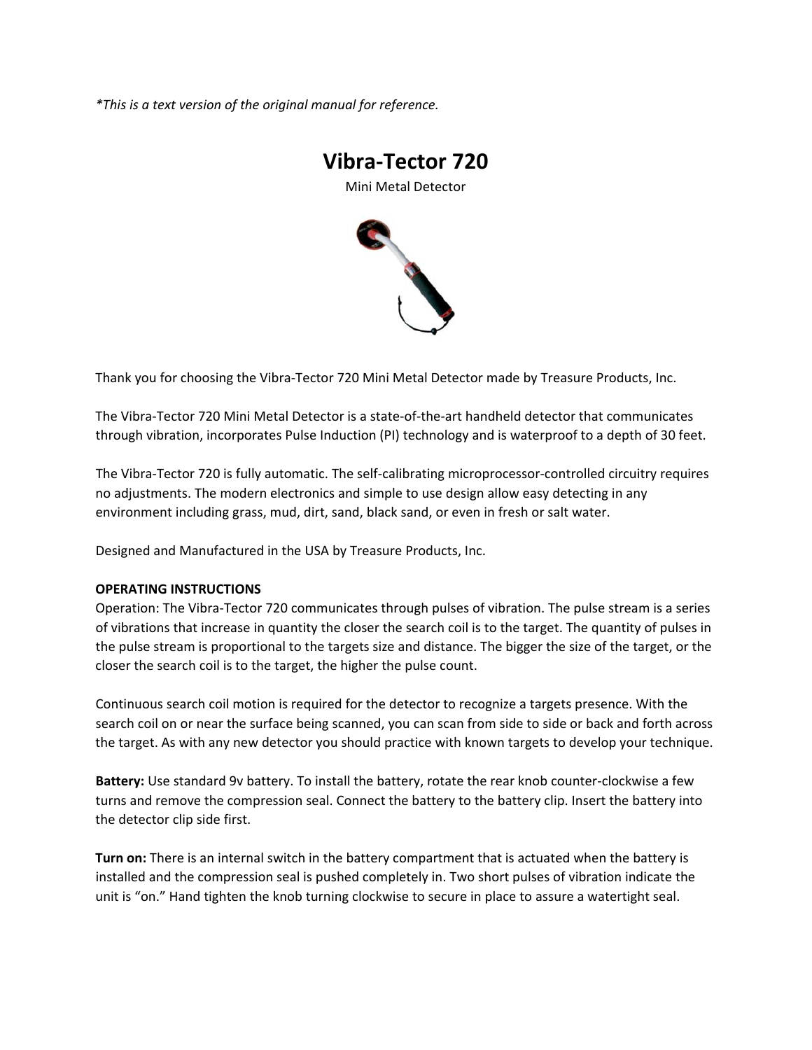*This is a text version of the original manual for reference.*

# Vibra-Tector 720

Mini Metal Detector

Thank you for choosing the Vibra-Tector 720 Mini Metal Detector made by Treasure Products, Inc.

The Vibra-Tector 720 Mini Metal Detector is a state-of-the-art handheld detector that communicates through vibration, incorporates Pulse Induction (PI) technology and is waterproof to a depth of 30 feet.

The Vibra-Tector 720 is fully automatic. The self-calibrating microprocessor-controlled circuitry requires no adjustments. The modern electronics and simple to use design allow easy detecting in any environment including grass, mud, dirt, sand, black sand, or even in fresh or salt water.

Designed and Manufactured in the USA by Treasure Products, Inc.

**OPERATING INSTRUCTIONS**

Operation: The Vibra-Tector 720 communicates through pulses of vibration. The pulse stream is a series of vibrations that increase in quantity the closer the search coil is to the target. The quantity of pulses in the pulse stream is proportional to the targets size and distance. The bigger the size of the target, or the closer the search coil is to the target, the higher the pulse count.

Continuous search coil motion is required for the detector to recognize a targets presence. With the search coil on or near the surface being scanned, you can scan from side to side or back and forth across the target. As with any new detector you should practice with known targets to develop your technique.

**Battery:** Use standard 9v battery. To install the battery, rotate the rear knob counter-clockwise a few turns and remove the compression seal. Connect the battery to the battery clip. Insert the battery into the detector clip side first.

**Turn on:** There is an internal switch in the battery compartment that is actuated when the battery is installed and the compression seal is pushed completely in. Two short pulses of vibration indicate the unit is "on." Hand tighten the knob turning clockwise to secure in place to assure a watertight seal.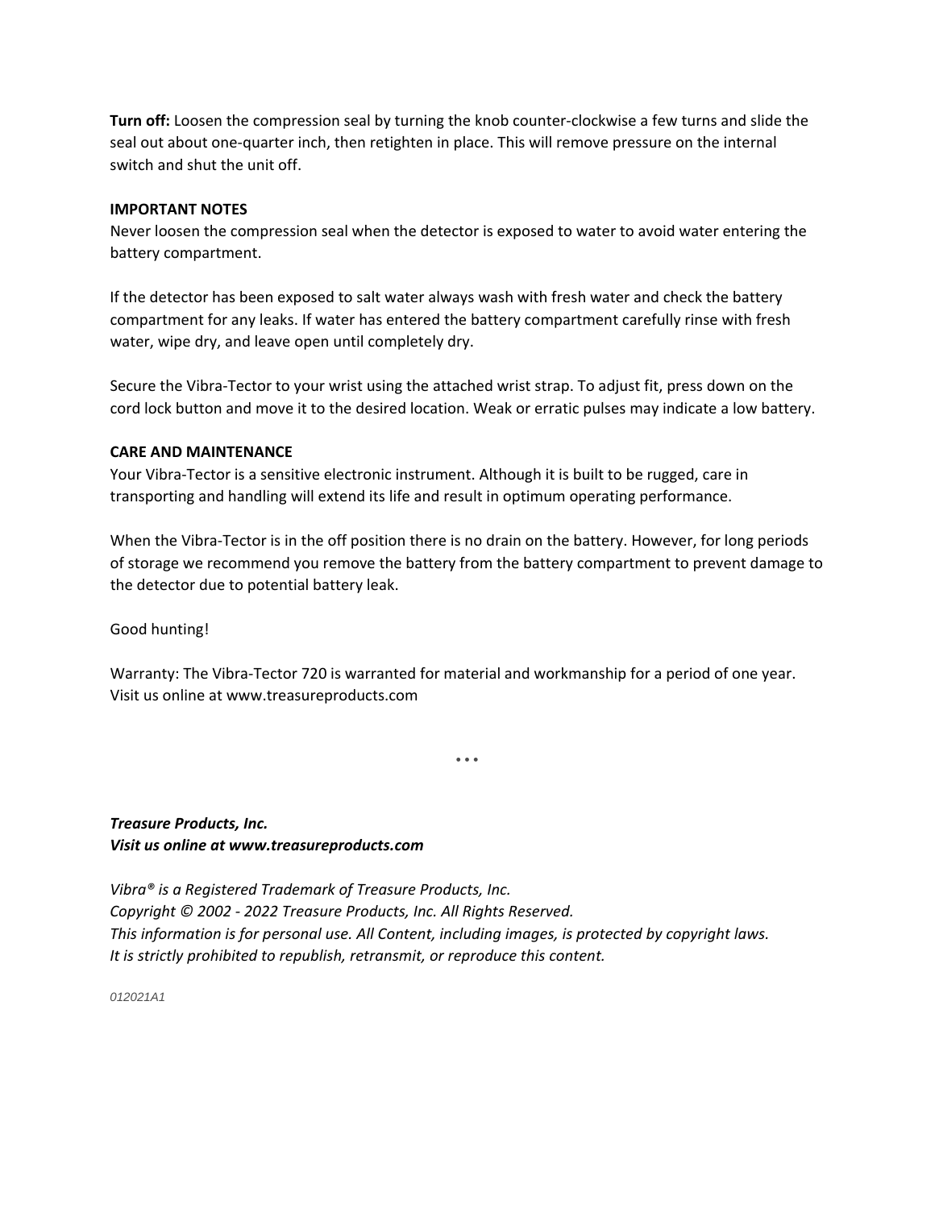**Turn off:** Loosen the compression seal by turning the knob counter-clockwise a few turns and slide the seal out about one-quarter inch, then retighten in place. This will remove pressure on the internal switch and shut the unit off.

**IMPORTANT NOTES**

Never loosen the compression seal when the detector is exposed to water to avoid water entering the battery compartment.

If the detector has been exposed to salt water always wash with fresh water and check the battery compartment for any leaks. If water has entered the battery compartment carefully rinse with fresh water, wipe dry, and leave open until completely dry.

Secure the Vibra-Tector to your wrist using the attached wrist strap. To adjust fit, press down on the cord lock button and move it to the desired location. Weak or erratic pulses may indicate a low battery.

**CARE AND MAINTENANCE**

Your Vibra-Tector is a sensitive electronic instrument. Although it is built to be rugged, care in transporting and handling will extend its life and result in optimum operating performance.

When the Vibra-Tector is in the off position there is no drain on the battery. However, for long periods of storage we recommend you remove the battery from the battery compartment to prevent damage to the detector due to potential battery leak.

Good hunting!

Warranty: The Vibra-Tector 720 is warranted for material and workmanship for a period of one year.
Visit us online at www.treasureproducts.com

• • •

***Treasure Products, Inc.***
***Visit us online at www.treasureproducts.com***

*Vibra® is a Registered Trademark of Treasure Products, Inc.*
*Copyright © 2002 - 2022 Treasure Products, Inc. All Rights Reserved.*
*This information is for personal use. All Content, including images, is protected by copyright laws.*
*It is strictly prohibited to republish, retransmit, or reproduce this content.*

*012021A1*